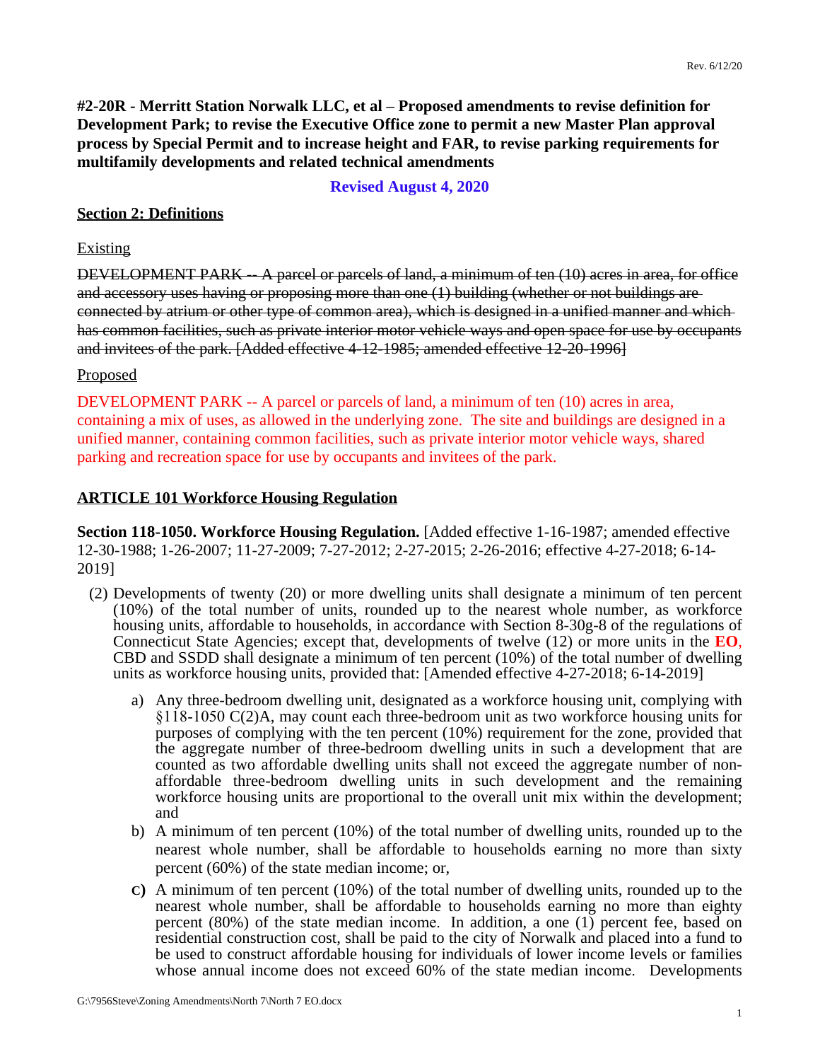**#2-20R - Merritt Station Norwalk LLC, et al – Proposed amendments to revise definition for Development Park; to revise the Executive Office zone to permit a new Master Plan approval process by Special Permit and to increase height and FAR, to revise parking requirements for multifamily developments and related technical amendments**

**Revised August 4, 2020**

**Section 2: Definitions**

Existing

~~DEVELOPMENT PARK -- A parcel or parcels of land, a minimum of ten (10) acres in area, for office and accessory uses having or proposing more than one (1) building (whether or not buildings are connected by atrium or other type of common area), which is designed in a unified manner and which has common facilities, such as private interior motor vehicle ways and open space for use by occupants and invitees of the park. [Added effective 4-12-1985; amended effective 12-20-1996]~~

Proposed

DEVELOPMENT PARK -- A parcel or parcels of land, a minimum of ten (10) acres in area, containing a mix of uses, as allowed in the underlying zone. The site and buildings are designed in a unified manner, containing common facilities, such as private interior motor vehicle ways, shared parking and recreation space for use by occupants and invitees of the park.

**ARTICLE 101 Workforce Housing Regulation**

**Section 118-1050. Workforce Housing Regulation.** [Added effective 1-16-1987; amended effective 12-30-1988; 1-26-2007; 11-27-2009; 7-27-2012; 2-27-2015; 2-26-2016; effective 4-27-2018; 6-14-2019]

(2) Developments of twenty (20) or more dwelling units shall designate a minimum of ten percent (10%) of the total number of units, rounded up to the nearest whole number, as workforce housing units, affordable to households, in accordance with Section 8-30g-8 of the regulations of Connecticut State Agencies; except that, developments of twelve (12) or more units in the **EO**, CBD and SSDD shall designate a minimum of ten percent (10%) of the total number of dwelling units as workforce housing units, provided that: [Amended effective 4-27-2018; 6-14-2019]

a) Any three-bedroom dwelling unit, designated as a workforce housing unit, complying with §118-1050 C(2)A, may count each three-bedroom unit as two workforce housing units for purposes of complying with the ten percent (10%) requirement for the zone, provided that the aggregate number of three-bedroom dwelling units in such a development that are counted as two affordable dwelling units shall not exceed the aggregate number of non-affordable three-bedroom dwelling units in such development and the remaining workforce housing units are proportional to the overall unit mix within the development; and

b) A minimum of ten percent (10%) of the total number of dwelling units, rounded up to the nearest whole number, shall be affordable to households earning no more than sixty percent (60%) of the state median income; or,

**C)** A minimum of ten percent (10%) of the total number of dwelling units, rounded up to the nearest whole number, shall be affordable to households earning no more than eighty percent (80%) of the state median income. In addition, a one (1) percent fee, based on residential construction cost, shall be paid to the city of Norwalk and placed into a fund to be used to construct affordable housing for individuals of lower income levels or families whose annual income does not exceed 60% of the state median income. Developments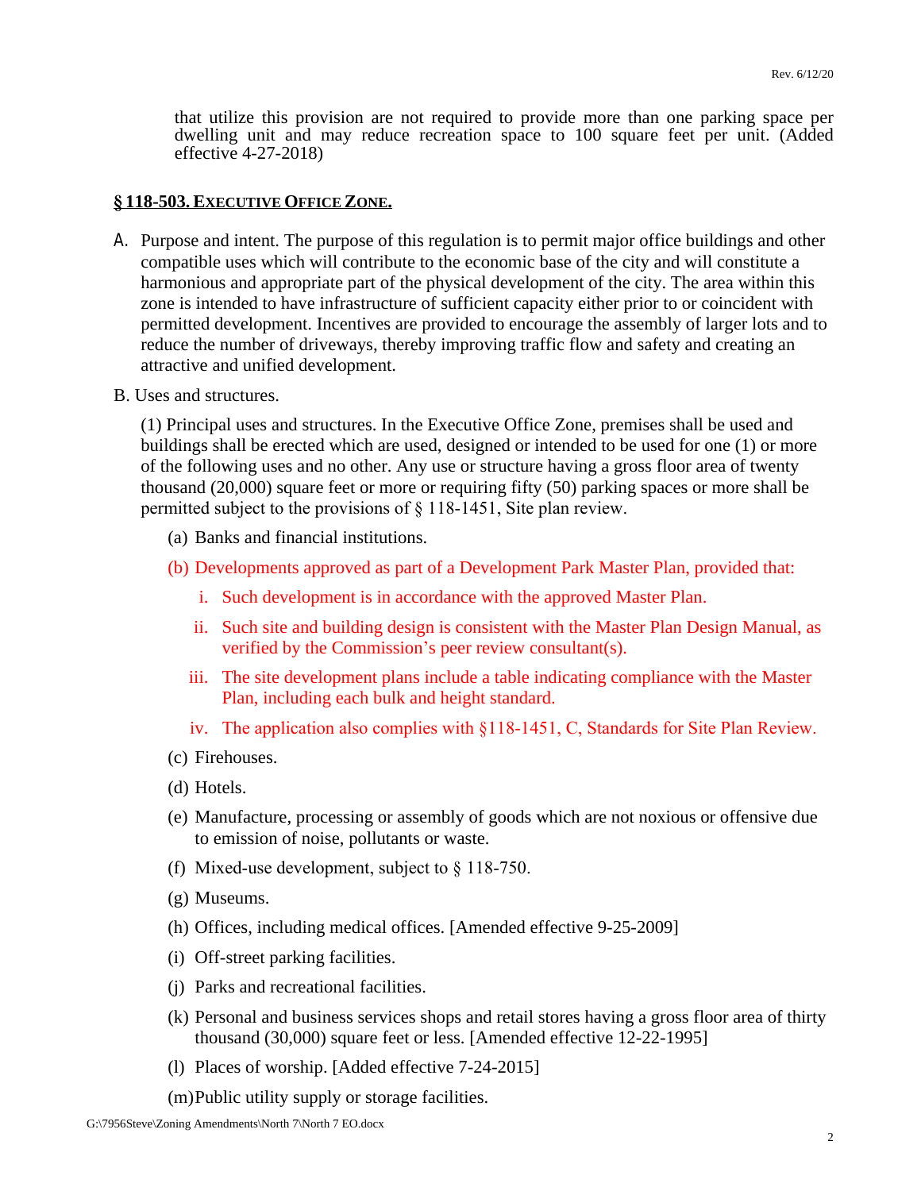that utilize this provision are not required to provide more than one parking space per dwelling unit and may reduce recreation space to 100 square feet per unit. (Added effective 4-27-2018)

## § 118-503. EXECUTIVE OFFICE ZONE.

A. Purpose and intent. The purpose of this regulation is to permit major office buildings and other compatible uses which will contribute to the economic base of the city and will constitute a harmonious and appropriate part of the physical development of the city. The area within this zone is intended to have infrastructure of sufficient capacity either prior to or coincident with permitted development. Incentives are provided to encourage the assembly of larger lots and to reduce the number of driveways, thereby improving traffic flow and safety and creating an attractive and unified development.

B. Uses and structures.

(1) Principal uses and structures. In the Executive Office Zone, premises shall be used and buildings shall be erected which are used, designed or intended to be used for one (1) or more of the following uses and no other. Any use or structure having a gross floor area of twenty thousand (20,000) square feet or more or requiring fifty (50) parking spaces or more shall be permitted subject to the provisions of § 118-1451, Site plan review.

(a) Banks and financial institutions.

(b) Developments approved as part of a Development Park Master Plan, provided that:

i. Such development is in accordance with the approved Master Plan.

ii. Such site and building design is consistent with the Master Plan Design Manual, as verified by the Commission's peer review consultant(s).

iii. The site development plans include a table indicating compliance with the Master Plan, including each bulk and height standard.

iv. The application also complies with §118-1451, C, Standards for Site Plan Review.

(c) Firehouses.

(d) Hotels.

(e) Manufacture, processing or assembly of goods which are not noxious or offensive due to emission of noise, pollutants or waste.

(f) Mixed-use development, subject to § 118-750.

(g) Museums.

(h) Offices, including medical offices. [Amended effective 9-25-2009]

(i) Off-street parking facilities.

(j) Parks and recreational facilities.

(k) Personal and business services shops and retail stores having a gross floor area of thirty thousand (30,000) square feet or less. [Amended effective 12-22-1995]

(l) Places of worship. [Added effective 7-24-2015]

(m) Public utility supply or storage facilities.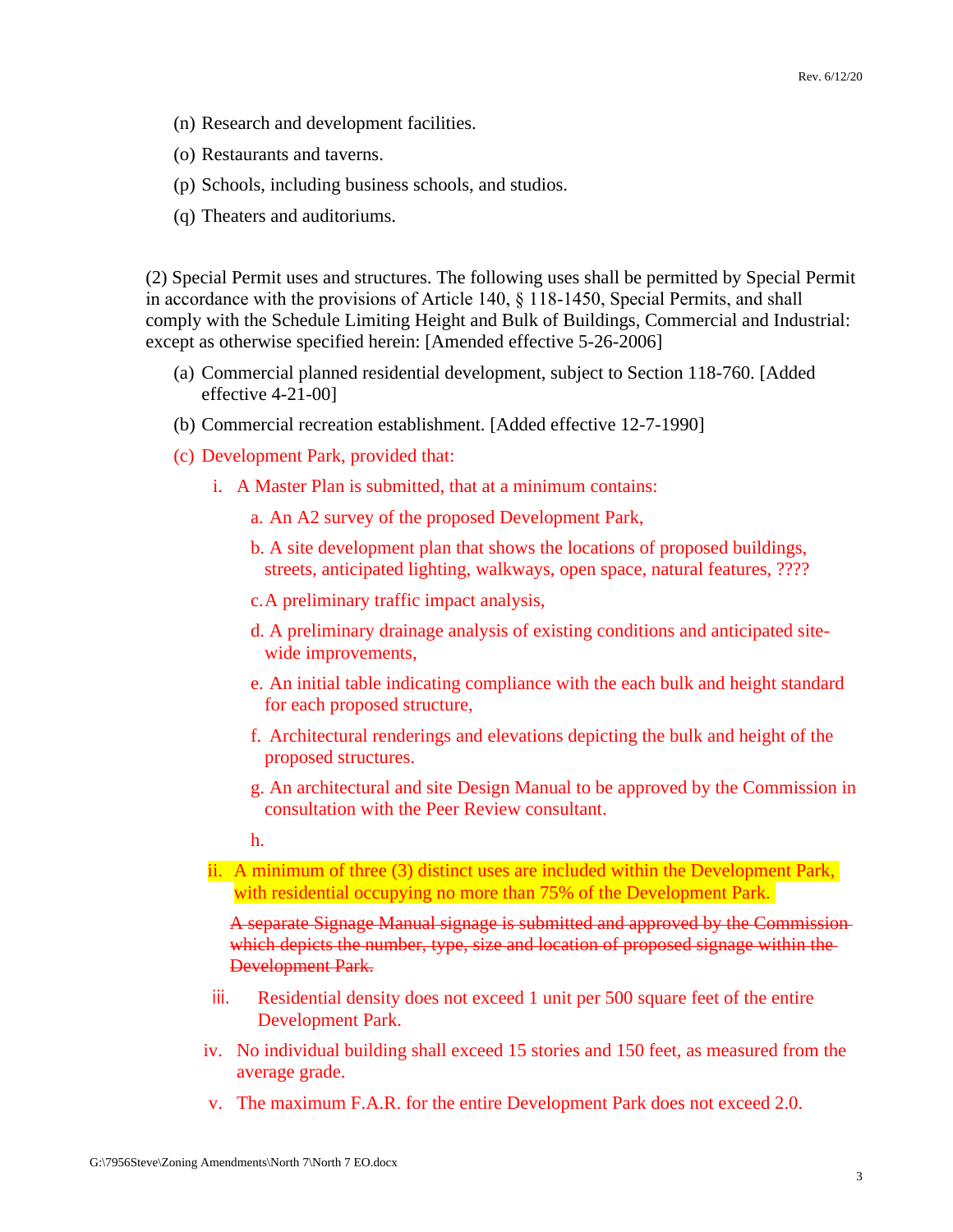(n) Research and development facilities.

(o) Restaurants and taverns.

(p) Schools, including business schools, and studios.

(q) Theaters and auditoriums.

(2) Special Permit uses and structures. The following uses shall be permitted by Special Permit in accordance with the provisions of Article 140, § 118-1450, Special Permits, and shall comply with the Schedule Limiting Height and Bulk of Buildings, Commercial and Industrial: except as otherwise specified herein: [Amended effective 5-26-2006]

(a) Commercial planned residential development, subject to Section 118-760. [Added effective 4-21-00]

(b) Commercial recreation establishment. [Added effective 12-7-1990]

(c) Development Park, provided that:

i. A Master Plan is submitted, that at a minimum contains:

a. An A2 survey of the proposed Development Park,

b. A site development plan that shows the locations of proposed buildings, streets, anticipated lighting, walkways, open space, natural features, ????

c. A preliminary traffic impact analysis,

d. A preliminary drainage analysis of existing conditions and anticipated site-wide improvements,

e. An initial table indicating compliance with the each bulk and height standard for each proposed structure,

f. Architectural renderings and elevations depicting the bulk and height of the proposed structures.

g. An architectural and site Design Manual to be approved by the Commission in consultation with the Peer Review consultant.

h.

ii. A minimum of three (3) distinct uses are included within the Development Park, with residential occupying no more than 75% of the Development Park.

~~A separate Signage Manual signage is submitted and approved by the Commission which depicts the number, type, size and location of proposed signage within the Development Park.~~

iii. Residential density does not exceed 1 unit per 500 square feet of the entire Development Park.

iv. No individual building shall exceed 15 stories and 150 feet, as measured from the average grade.

v. The maximum F.A.R. for the entire Development Park does not exceed 2.0.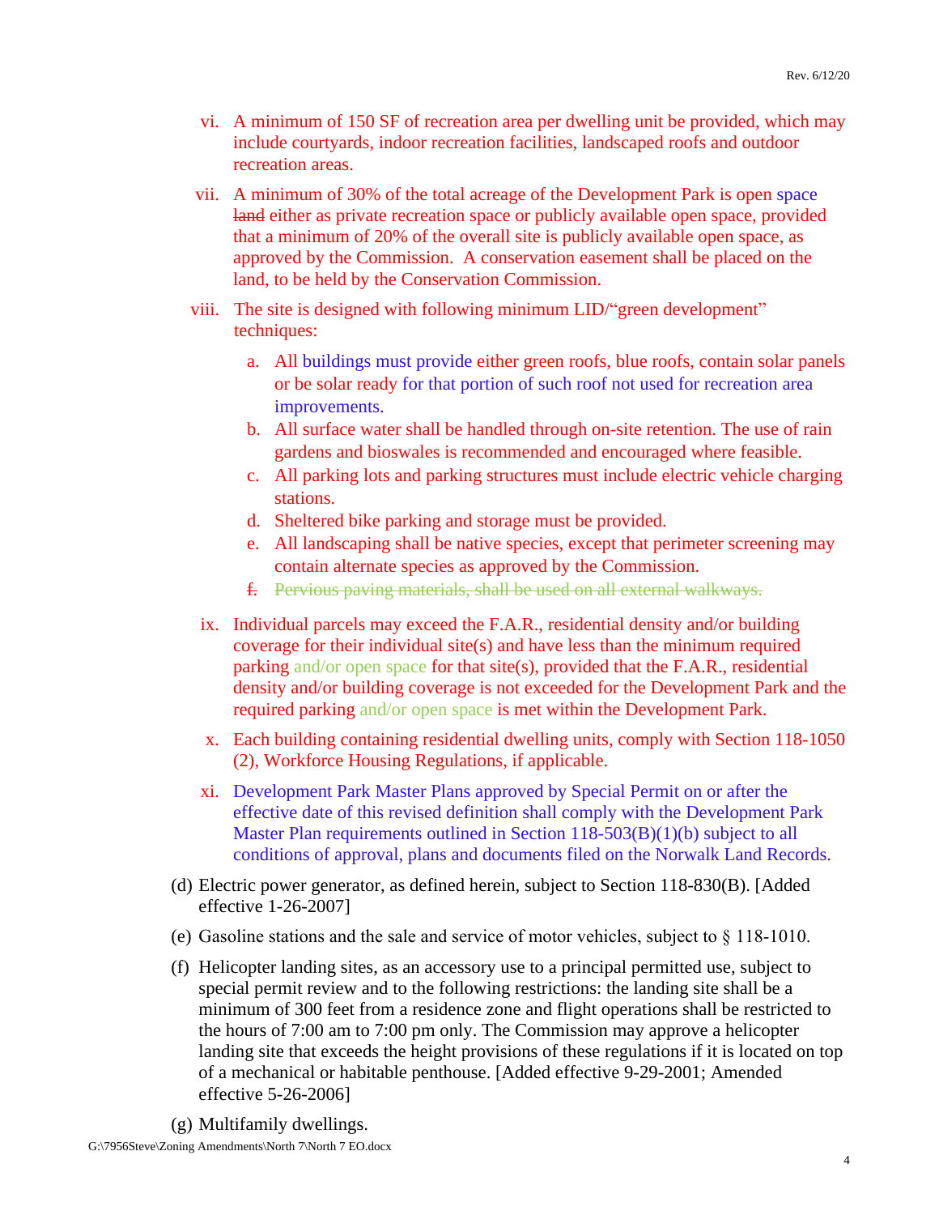vi. A minimum of 150 SF of recreation area per dwelling unit be provided, which may include courtyards, indoor recreation facilities, landscaped roofs and outdoor recreation areas.

vii. A minimum of 30% of the total acreage of the Development Park is open space ~~land~~ either as private recreation space or publicly available open space, provided that a minimum of 20% of the overall site is publicly available open space, as approved by the Commission. A conservation easement shall be placed on the land, to be held by the Conservation Commission.

viii. The site is designed with following minimum LID/"green development" techniques:

   a. All buildings must provide either green roofs, blue roofs, contain solar panels or be solar ready for that portion of such roof not used for recreation area improvements.
   b. All surface water shall be handled through on-site retention. The use of rain gardens and bioswales is recommended and encouraged where feasible.
   c. All parking lots and parking structures must include electric vehicle charging stations.
   d. Sheltered bike parking and storage must be provided.
   e. All landscaping shall be native species, except that perimeter screening may contain alternate species as approved by the Commission.
   ~~f. Pervious paving materials, shall be used on all external walkways.~~

ix. Individual parcels may exceed the F.A.R., residential density and/or building coverage for their individual site(s) and have less than the minimum required parking and/or open space for that site(s), provided that the F.A.R., residential density and/or building coverage is not exceeded for the Development Park and the required parking and/or open space is met within the Development Park.

x. Each building containing residential dwelling units, comply with Section 118-1050 (2), Workforce Housing Regulations, if applicable.

xi. Development Park Master Plans approved by Special Permit on or after the effective date of this revised definition shall comply with the Development Park Master Plan requirements outlined in Section 118-503(B)(1)(b) subject to all conditions of approval, plans and documents filed on the Norwalk Land Records.

(d) Electric power generator, as defined herein, subject to Section 118-830(B). [Added effective 1-26-2007]

(e) Gasoline stations and the sale and service of motor vehicles, subject to § 118-1010.

(f) Helicopter landing sites, as an accessory use to a principal permitted use, subject to special permit review and to the following restrictions: the landing site shall be a minimum of 300 feet from a residence zone and flight operations shall be restricted to the hours of 7:00 am to 7:00 pm only. The Commission may approve a helicopter landing site that exceeds the height provisions of these regulations if it is located on top of a mechanical or habitable penthouse. [Added effective 9-29-2001; Amended effective 5-26-2006]

(g) Multifamily dwellings.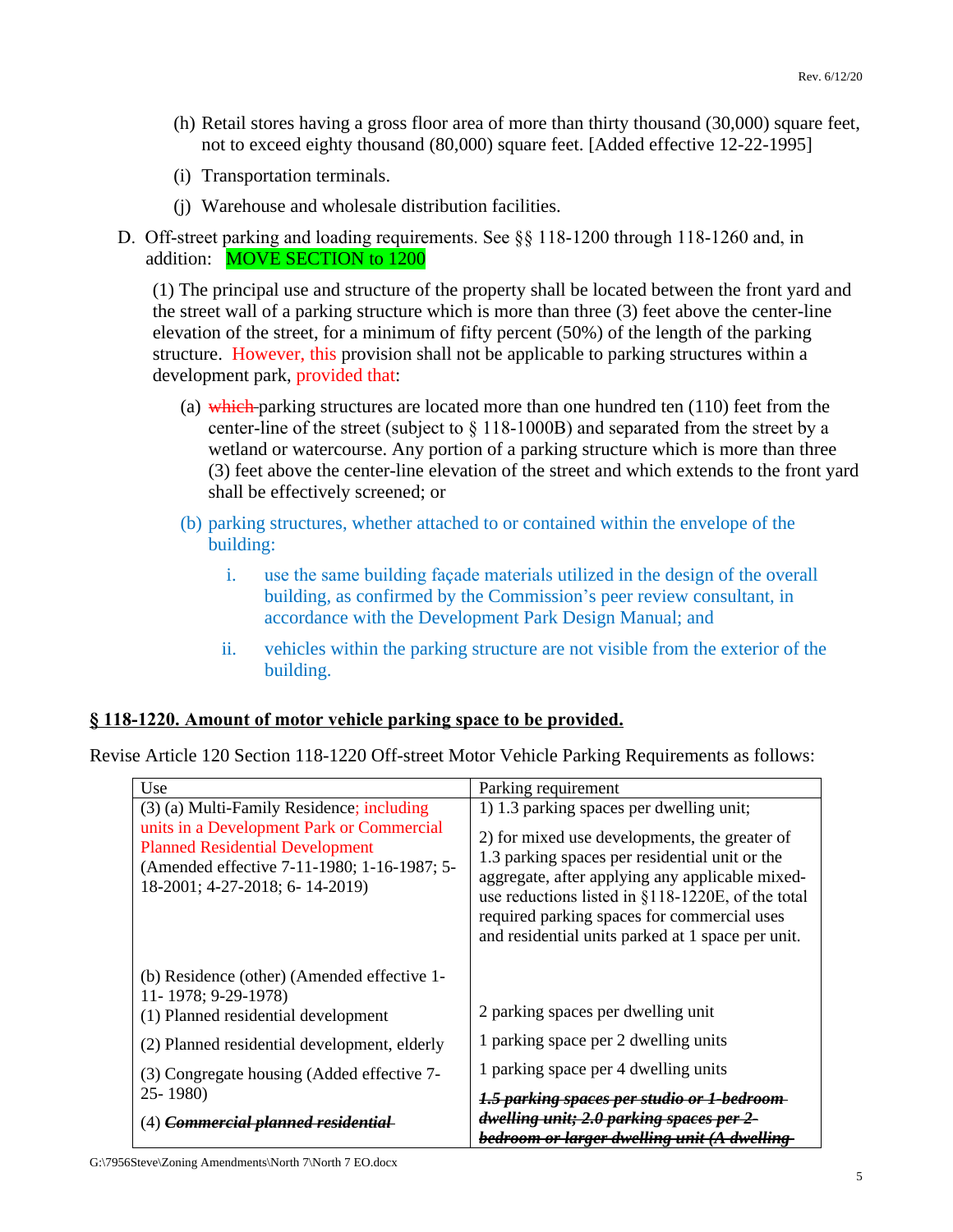(h) Retail stores having a gross floor area of more than thirty thousand (30,000) square feet, not to exceed eighty thousand (80,000) square feet. [Added effective 12-22-1995]

(i) Transportation terminals.

(j) Warehouse and wholesale distribution facilities.

D. Off-street parking and loading requirements. See §§ 118-1200 through 118-1260 and, in addition: MOVE SECTION to 1200

(1) The principal use and structure of the property shall be located between the front yard and the street wall of a parking structure which is more than three (3) feet above the center-line elevation of the street, for a minimum of fifty percent (50%) of the length of the parking structure. However, this provision shall not be applicable to parking structures within a development park, provided that:

(a) ~~which~~ parking structures are located more than one hundred ten (110) feet from the center-line of the street (subject to § 118-1000B) and separated from the street by a wetland or watercourse. Any portion of a parking structure which is more than three (3) feet above the center-line elevation of the street and which extends to the front yard shall be effectively screened; or

(b) parking structures, whether attached to or contained within the envelope of the building:

i. use the same building façade materials utilized in the design of the overall building, as confirmed by the Commission's peer review consultant, in accordance with the Development Park Design Manual; and

ii. vehicles within the parking structure are not visible from the exterior of the building.

**§ 118-1220. Amount of motor vehicle parking space to be provided.**

Revise Article 120 Section 118-1220 Off-street Motor Vehicle Parking Requirements as follows:

| Use | Parking requirement |
|---|---|
| (3) (a) Multi-Family Residence; including units in a Development Park or Commercial Planned Residential Development (Amended effective 7-11-1980; 1-16-1987; 5-18-2001; 4-27-2018; 6- 14-2019) | 1) 1.3 parking spaces per dwelling unit;<br>2) for mixed use developments, the greater of 1.3 parking spaces per residential unit or the aggregate, after applying any applicable mixed-use reductions listed in §118-1220E, of the total required parking spaces for commercial uses and residential units parked at 1 space per unit. |
| (b) Residence (other) (Amended effective 1-11- 1978; 9-29-1978) | |
| (1) Planned residential development | 2 parking spaces per dwelling unit |
| (2) Planned residential development, elderly | 1 parking space per 2 dwelling units |
| (3) Congregate housing (Added effective 7-25- 1980) | 1 parking space per 4 dwelling units |
| (4) ~~***Commercial planned residential***~~ | ~~***1.5 parking spaces per studio or 1-bedroom dwelling unit; 2.0 parking spaces per 2-bedroom or larger dwelling unit (A dwelling***~~ |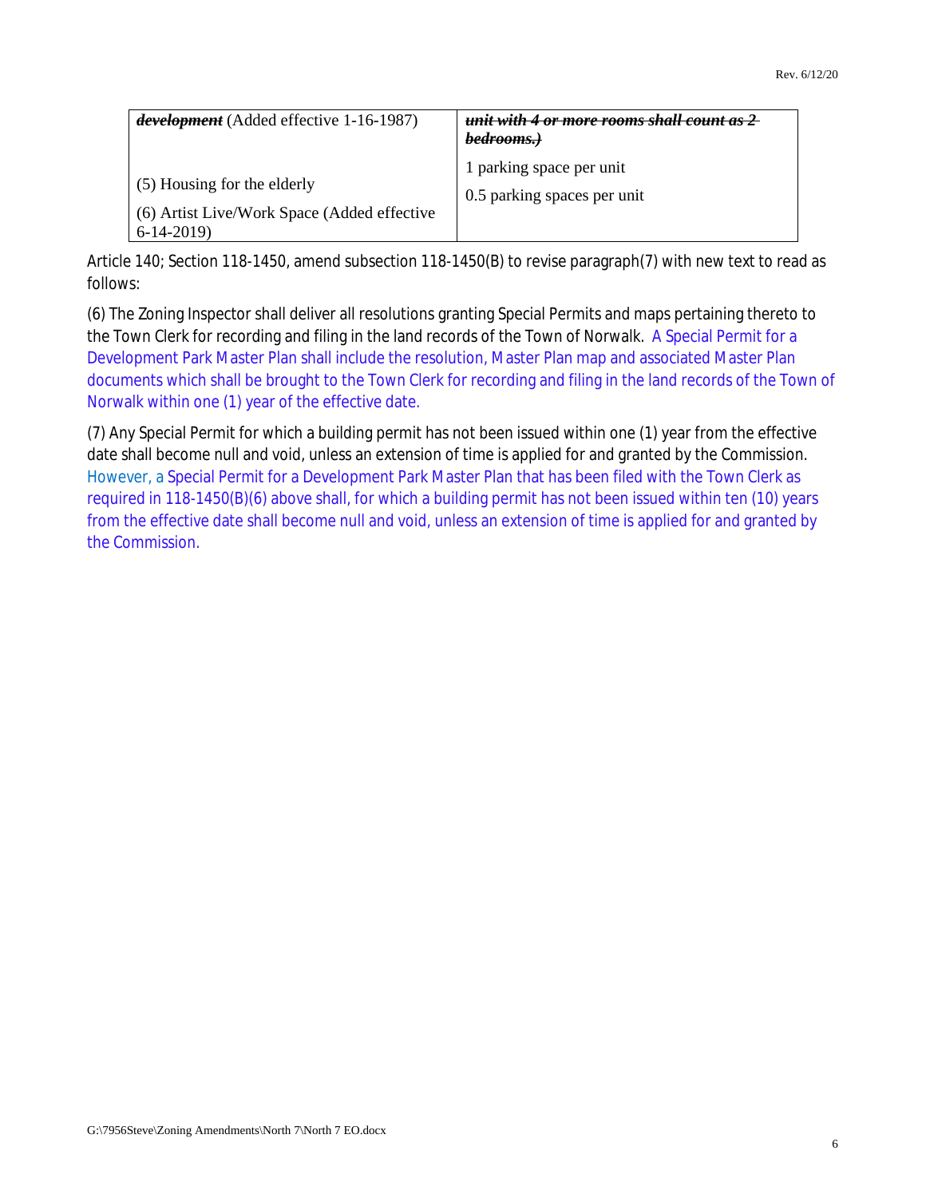| | |
|---|---|
| ***~~development~~*** (Added effective 1-16-1987) | ***~~unit with 4 or more rooms shall count as 2 bedrooms.)~~*** |
| (5) Housing for the elderly | 1 parking space per unit |
| (6) Artist Live/Work Space (Added effective 6-14-2019) | 0.5 parking spaces per unit |

Article 140; Section 118-1450, amend subsection 118-1450(B) to revise paragraph(7) with new text to read as follows:

(6) The Zoning Inspector shall deliver all resolutions granting Special Permits and maps pertaining thereto to the Town Clerk for recording and filing in the land records of the Town of Norwalk. A Special Permit for a Development Park Master Plan shall include the resolution, Master Plan map and associated Master Plan documents which shall be brought to the Town Clerk for recording and filing in the land records of the Town of Norwalk within one (1) year of the effective date.

(7) Any Special Permit for which a building permit has not been issued within one (1) year from the effective date shall become null and void, unless an extension of time is applied for and granted by the Commission. However, a Special Permit for a Development Park Master Plan that has been filed with the Town Clerk as required in 118-1450(B)(6) above shall, for which a building permit has not been issued within ten (10) years from the effective date shall become null and void, unless an extension of time is applied for and granted by the Commission.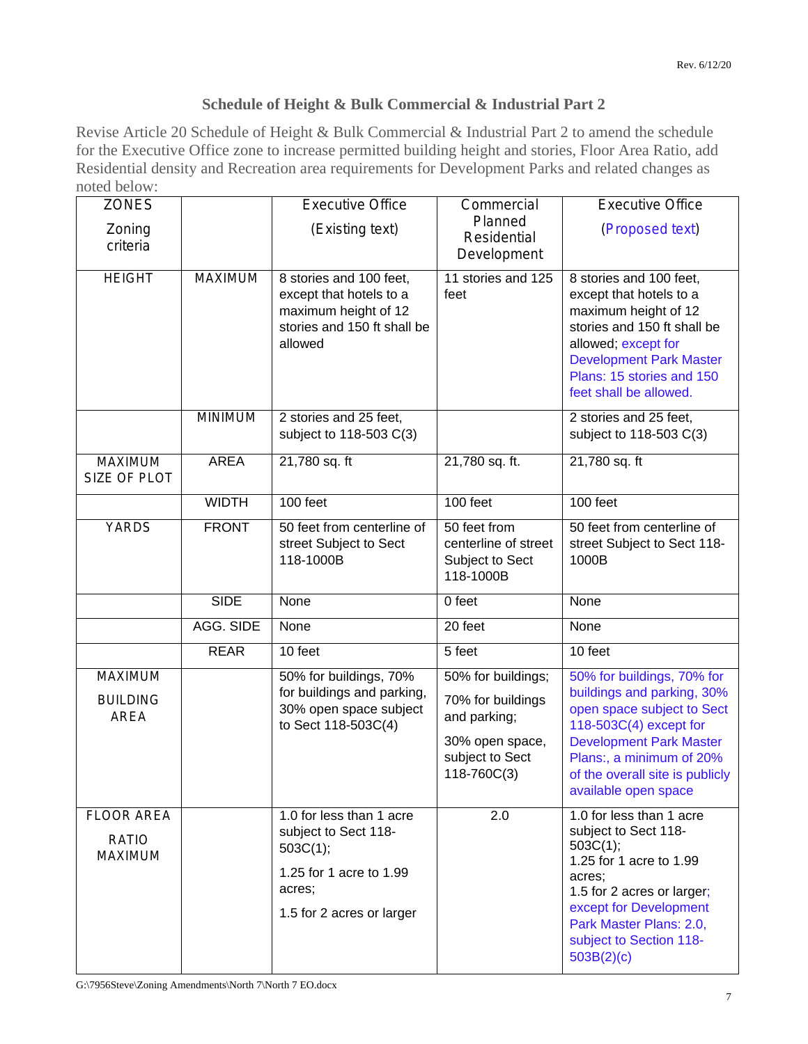## Schedule of Height & Bulk Commercial & Industrial Part 2

Revise Article 20 Schedule of Height & Bulk Commercial & Industrial Part 2 to amend the schedule for the Executive Office zone to increase permitted building height and stories, Floor Area Ratio, add Residential density and Recreation area requirements for Development Parks and related changes as noted below:

| ZONES<br>Zoning criteria | | Executive Office<br>(Existing text) | Commercial Planned Residential Development | Executive Office<br>(Proposed text) |
|---|---|---|---|---|
| HEIGHT | MAXIMUM | 8 stories and 100 feet, except that hotels to a maximum height of 12 stories and 150 ft shall be allowed | 11 stories and 125 feet | 8 stories and 100 feet, except that hotels to a maximum height of 12 stories and 150 ft shall be allowed; except for Development Park Master Plans: 15 stories and 150 feet shall be allowed. |
| | MINIMUM | 2 stories and 25 feet, subject to 118-503 C(3) | | 2 stories and 25 feet, subject to 118-503 C(3) |
| MAXIMUM SIZE OF PLOT | AREA | 21,780 sq. ft | 21,780 sq. ft. | 21,780 sq. ft |
| | WIDTH | 100 feet | 100 feet | 100 feet |
| YARDS | FRONT | 50 feet from centerline of street Subject to Sect 118-1000B | 50 feet from centerline of street Subject to Sect 118-1000B | 50 feet from centerline of street Subject to Sect 118-1000B |
| | SIDE | None | 0 feet | None |
| | AGG. SIDE | None | 20 feet | None |
| | REAR | 10 feet | 5 feet | 10 feet |
| MAXIMUM BUILDING AREA | | 50% for buildings, 70% for buildings and parking, 30% open space subject to Sect 118-503C(4) | 50% for buildings;<br>70% for buildings and parking;<br>30% open space, subject to Sect 118-760C(3) | 50% for buildings, 70% for buildings and parking, 30% open space subject to Sect 118-503C(4) except for Development Park Master Plans:, a minimum of 20% of the overall site is publicly available open space |
| FLOOR AREA RATIO MAXIMUM | | 1.0 for less than 1 acre subject to Sect 118-503C(1);<br>1.25 for 1 acre to 1.99 acres;<br>1.5 for 2 acres or larger | 2.0 | 1.0 for less than 1 acre subject to Sect 118-503C(1);<br>1.25 for 1 acre to 1.99 acres;<br>1.5 for 2 acres or larger; except for Development Park Master Plans: 2.0, subject to Section 118-503B(2)(c) |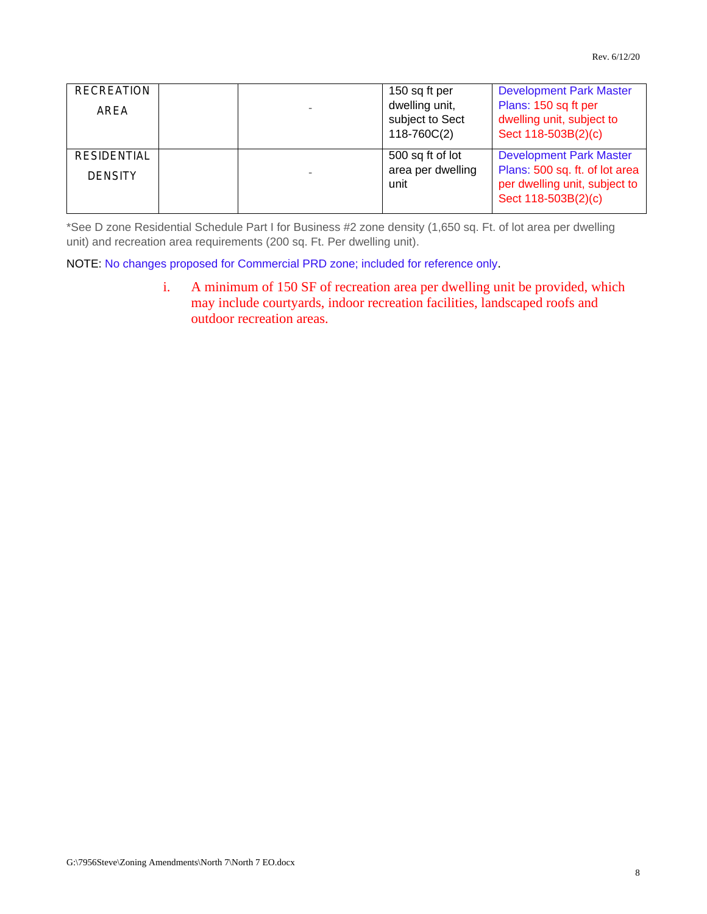| | | | | |
|---|---|---|---|---|
| RECREATION AREA | | - | 150 sq ft per dwelling unit, subject to Sect 118-760C(2) | Development Park Master Plans: 150 sq ft per dwelling unit, subject to Sect 118-503B(2)(c) |
| RESIDENTIAL DENSITY | | - | 500 sq ft of lot area per dwelling unit | Development Park Master Plans: 500 sq. ft. of lot area per dwelling unit, subject to Sect 118-503B(2)(c) |

*See D zone Residential Schedule Part I for Business #2 zone density (1,650 sq. Ft. of lot area per dwelling unit) and recreation area requirements (200 sq. Ft. Per dwelling unit).

NOTE: No changes proposed for Commercial PRD zone; included for reference only.

i. A minimum of 150 SF of recreation area per dwelling unit be provided, which may include courtyards, indoor recreation facilities, landscaped roofs and outdoor recreation areas.